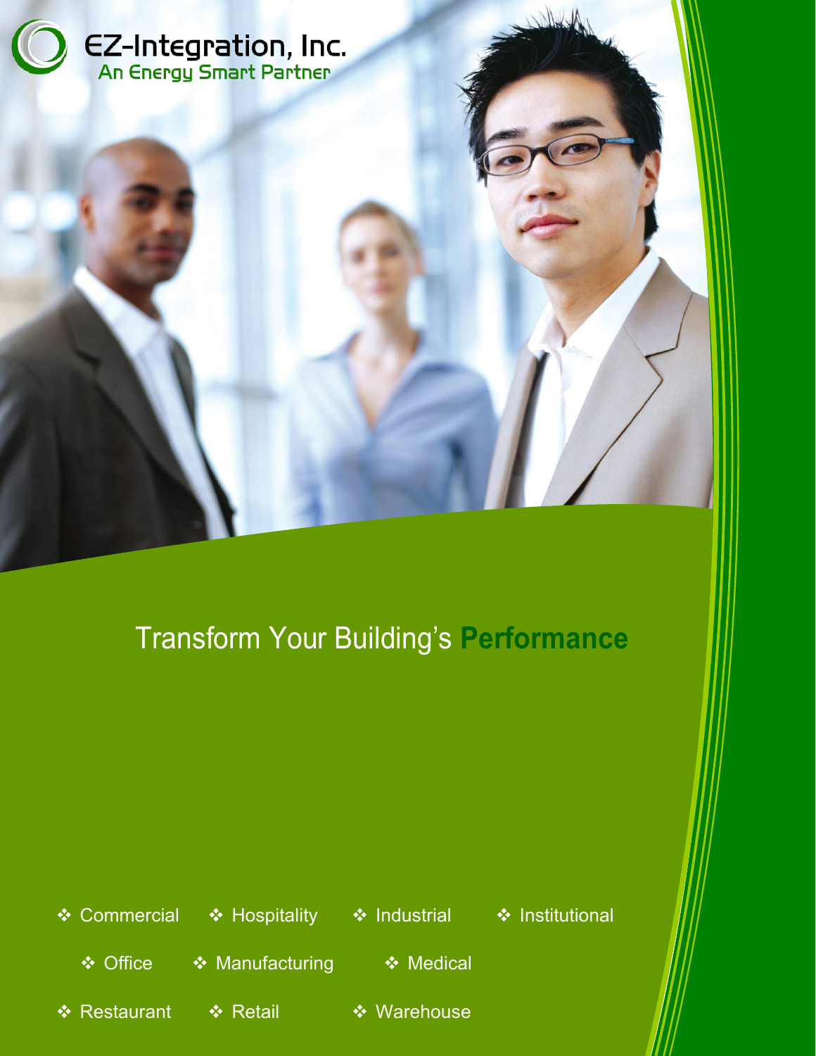EZ-Integration, Inc.

An Energy Smart Partner

# Transform Your Building's **Performance**

- Commercial
- Hospitality
- Industrial
- Institutional
- Office
- Manufacturing
- Medical
- Restaurant
- Retail
- Warehouse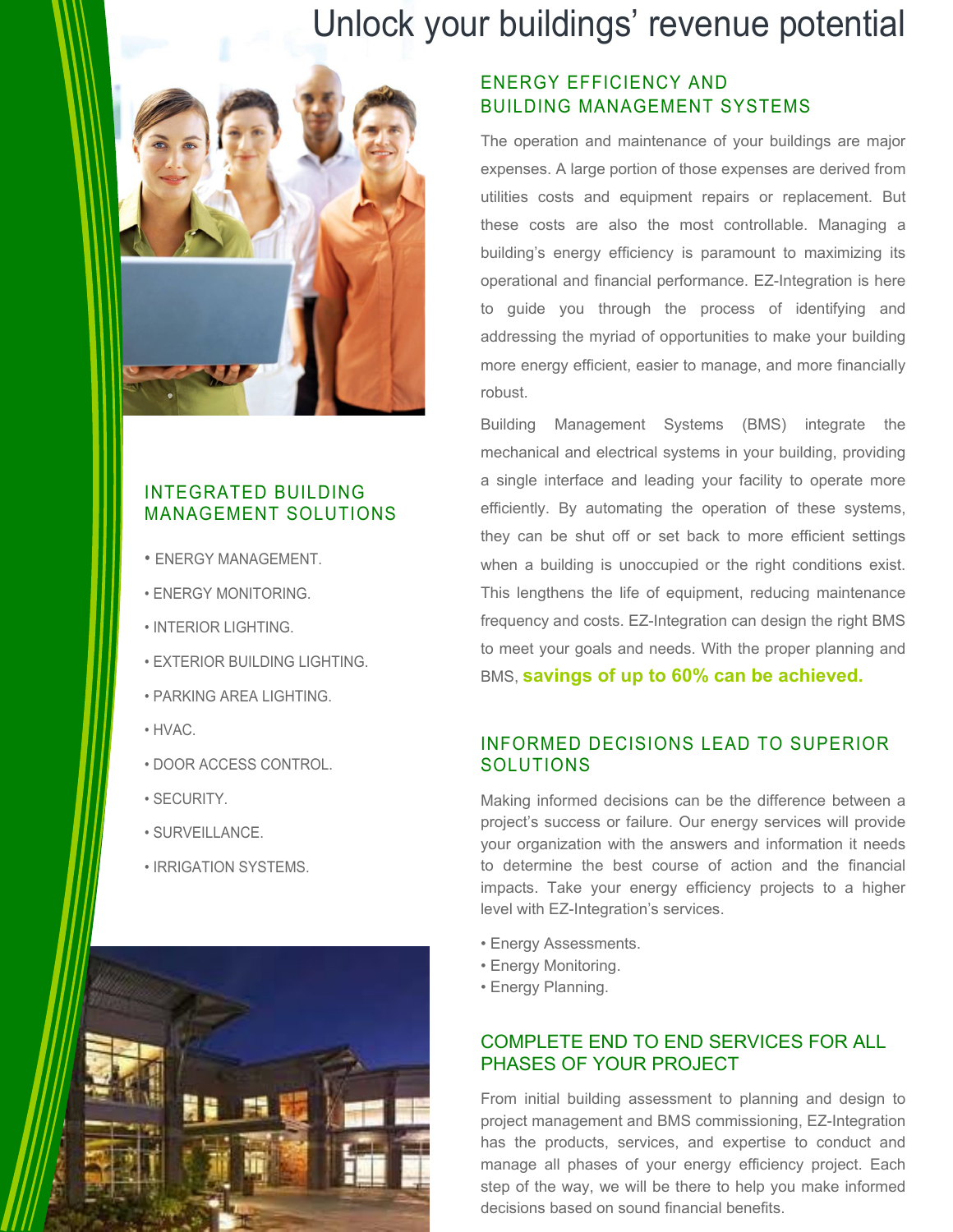# Unlock your buildings' revenue potential

## INTEGRATED BUILDING MANAGEMENT SOLUTIONS

- ENERGY MANAGEMENT.
- ENERGY MONITORING.
- INTERIOR LIGHTING.
- EXTERIOR BUILDING LIGHTING.
- PARKING AREA LIGHTING.
- HVAC.
- DOOR ACCESS CONTROL.
- SECURITY.
- SURVEILLANCE.
- IRRIGATION SYSTEMS.

## ENERGY EFFICIENCY AND BUILDING MANAGEMENT SYSTEMS

The operation and maintenance of your buildings are major expenses. A large portion of those expenses are derived from utilities costs and equipment repairs or replacement. But these costs are also the most controllable. Managing a building's energy efficiency is paramount to maximizing its operational and financial performance. EZ-Integration is here to guide you through the process of identifying and addressing the myriad of opportunities to make your building more energy efficient, easier to manage, and more financially robust.

Building Management Systems (BMS) integrate the mechanical and electrical systems in your building, providing a single interface and leading your facility to operate more efficiently. By automating the operation of these systems, they can be shut off or set back to more efficient settings when a building is unoccupied or the right conditions exist. This lengthens the life of equipment, reducing maintenance frequency and costs. EZ-Integration can design the right BMS to meet your goals and needs. With the proper planning and BMS, **savings of up to 60% can be achieved.**

## INFORMED DECISIONS LEAD TO SUPERIOR SOLUTIONS

Making informed decisions can be the difference between a project's success or failure. Our energy services will provide your organization with the answers and information it needs to determine the best course of action and the financial impacts. Take your energy efficiency projects to a higher level with EZ-Integration's services.

- Energy Assessments.
- Energy Monitoring.
- Energy Planning.

## COMPLETE END TO END SERVICES FOR ALL PHASES OF YOUR PROJECT

From initial building assessment to planning and design to project management and BMS commissioning, EZ-Integration has the products, services, and expertise to conduct and manage all phases of your energy efficiency project. Each step of the way, we will be there to help you make informed decisions based on sound financial benefits.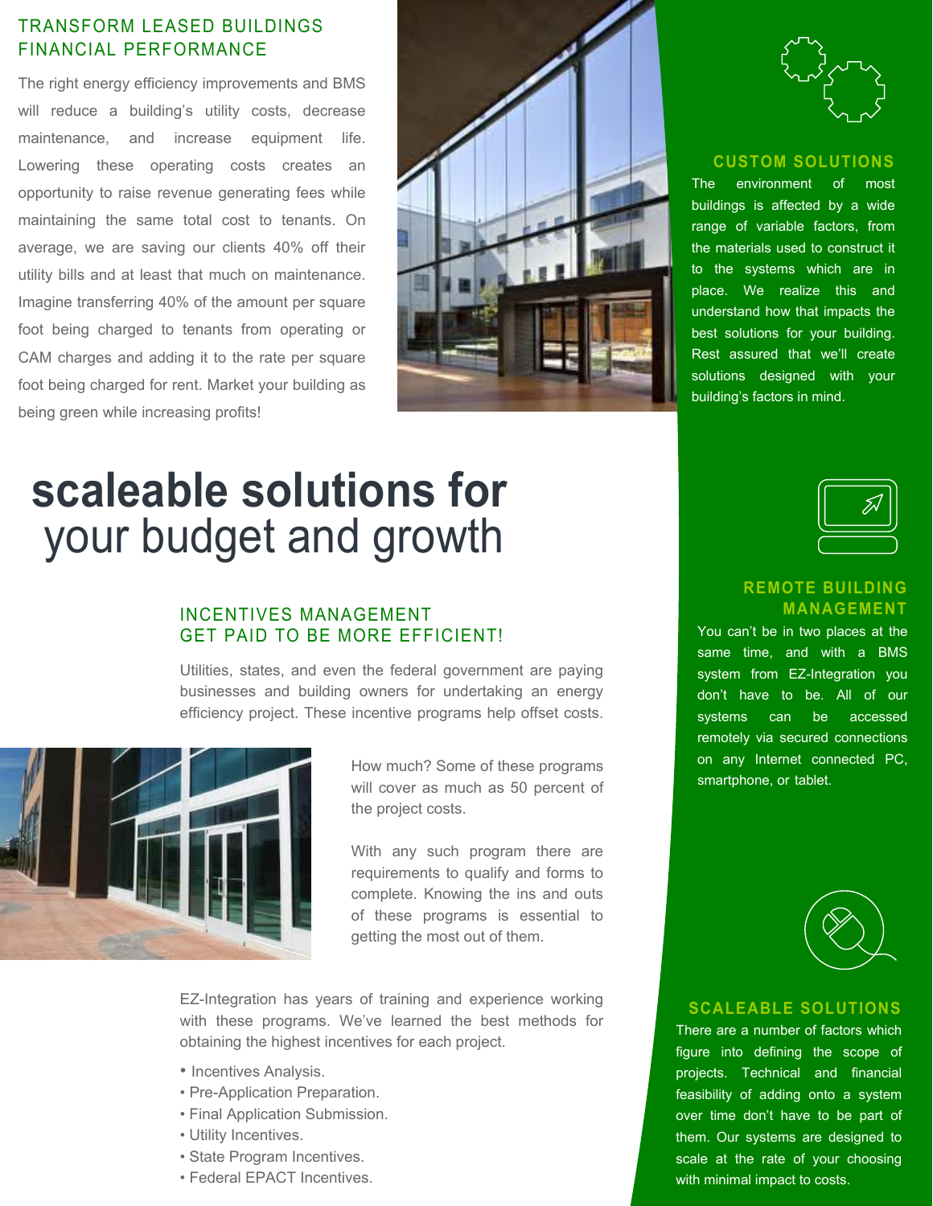## TRANSFORM LEASED BUILDINGS FINANCIAL PERFORMANCE

The right energy efficiency improvements and BMS will reduce a building's utility costs, decrease maintenance, and increase equipment life. Lowering these operating costs creates an opportunity to raise revenue generating fees while maintaining the same total cost to tenants. On average, we are saving our clients 40% off their utility bills and at least that much on maintenance. Imagine transferring 40% of the amount per square foot being charged to tenants from operating or CAM charges and adding it to the rate per square foot being charged for rent. Market your building as being green while increasing profits!

# scaleable solutions for your budget and growth

## INCENTIVES MANAGEMENT GET PAID TO BE MORE EFFICIENT!

Utilities, states, and even the federal government are paying businesses and building owners for undertaking an energy efficiency project. These incentive programs help offset costs.

How much? Some of these programs will cover as much as 50 percent of the project costs.

With any such program there are requirements to qualify and forms to complete. Knowing the ins and outs of these programs is essential to getting the most out of them.

EZ-Integration has years of training and experience working with these programs. We've learned the best methods for obtaining the highest incentives for each project.

- Incentives Analysis.
- Pre-Application Preparation.
- Final Application Submission.
- Utility Incentives.
- State Program Incentives.
- Federal EPACT Incentives.

## CUSTOM SOLUTIONS

The environment of most buildings is affected by a wide range of variable factors, from the materials used to construct it to the systems which are in place. We realize this and understand how that impacts the best solutions for your building. Rest assured that we'll create solutions designed with your building's factors in mind.

## REMOTE BUILDING MANAGEMENT

You can't be in two places at the same time, and with a BMS system from EZ-Integration you don't have to be. All of our systems can be accessed remotely via secured connections on any Internet connected PC, smartphone, or tablet.

## SCALEABLE SOLUTIONS

There are a number of factors which figure into defining the scope of projects. Technical and financial feasibility of adding onto a system over time don't have to be part of them. Our systems are designed to scale at the rate of your choosing with minimal impact to costs.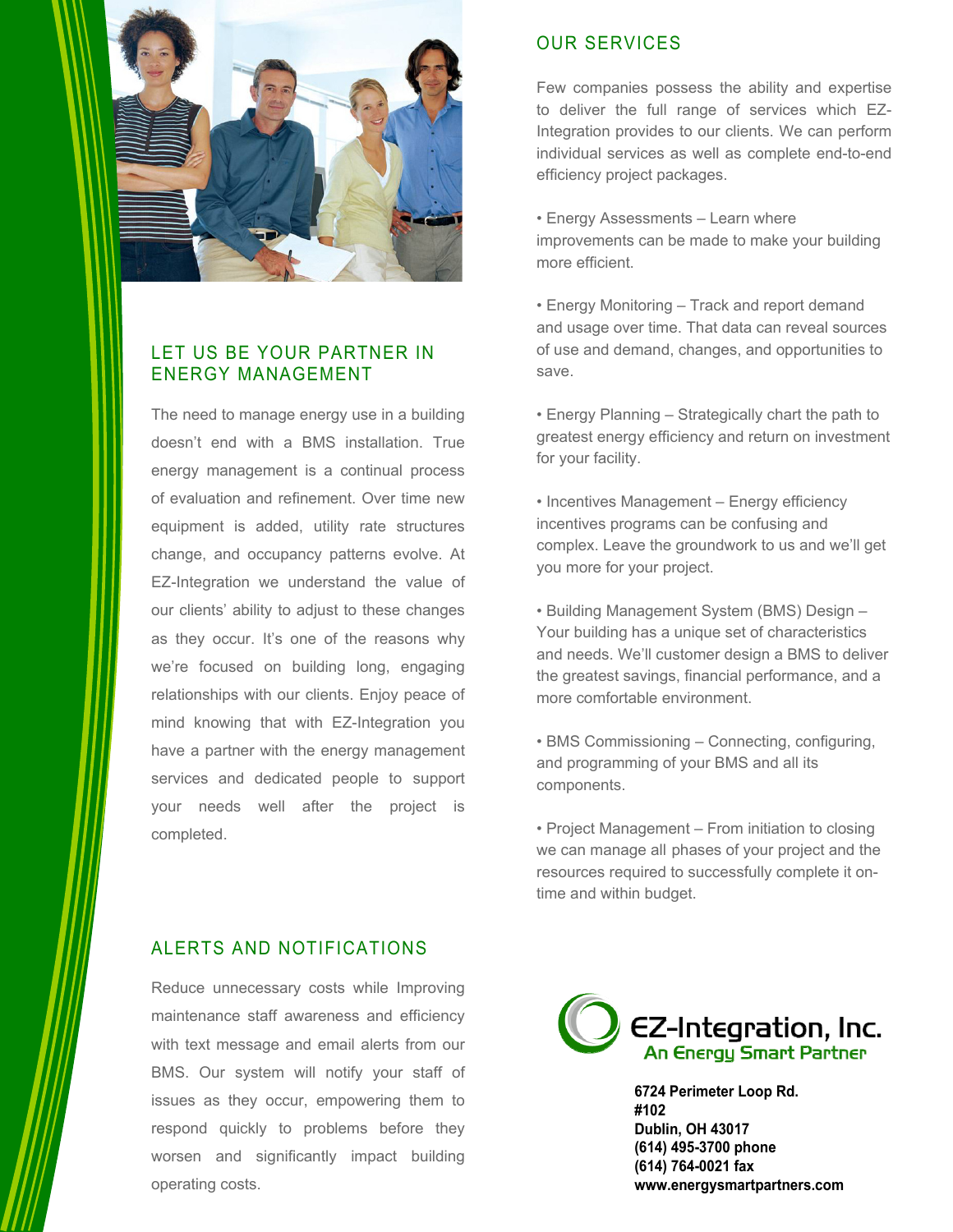## LET US BE YOUR PARTNER IN ENERGY MANAGEMENT

The need to manage energy use in a building doesn't end with a BMS installation. True energy management is a continual process of evaluation and refinement. Over time new equipment is added, utility rate structures change, and occupancy patterns evolve. At EZ-Integration we understand the value of our clients' ability to adjust to these changes as they occur. It's one of the reasons why we're focused on building long, engaging relationships with our clients. Enjoy peace of mind knowing that with EZ-Integration you have a partner with the energy management services and dedicated people to support your needs well after the project is completed.

## ALERTS AND NOTIFICATIONS

Reduce unnecessary costs while Improving maintenance staff awareness and efficiency with text message and email alerts from our BMS. Our system will notify your staff of issues as they occur, empowering them to respond quickly to problems before they worsen and significantly impact building operating costs.

## OUR SERVICES

Few companies possess the ability and expertise to deliver the full range of services which EZ-Integration provides to our clients. We can perform individual services as well as complete end-to-end efficiency project packages.

- Energy Assessments – Learn where improvements can be made to make your building more efficient.

- Energy Monitoring – Track and report demand and usage over time. That data can reveal sources of use and demand, changes, and opportunities to save.

- Energy Planning – Strategically chart the path to greatest energy efficiency and return on investment for your facility.

- Incentives Management – Energy efficiency incentives programs can be confusing and complex. Leave the groundwork to us and we'll get you more for your project.

- Building Management System (BMS) Design – Your building has a unique set of characteristics and needs. We'll customer design a BMS to deliver the greatest savings, financial performance, and a more comfortable environment.

- BMS Commissioning – Connecting, configuring, and programming of your BMS and all its components.

- Project Management – From initiation to closing we can manage all phases of your project and the resources required to successfully complete it on-time and within budget.

EZ-Integration, Inc.
An Energy Smart Partner

**6724 Perimeter Loop Rd.**
**#102**
**Dublin, OH 43017**
**(614) 495-3700 phone**
**(614) 764-0021 fax**
**www.energysmartpartners.com**